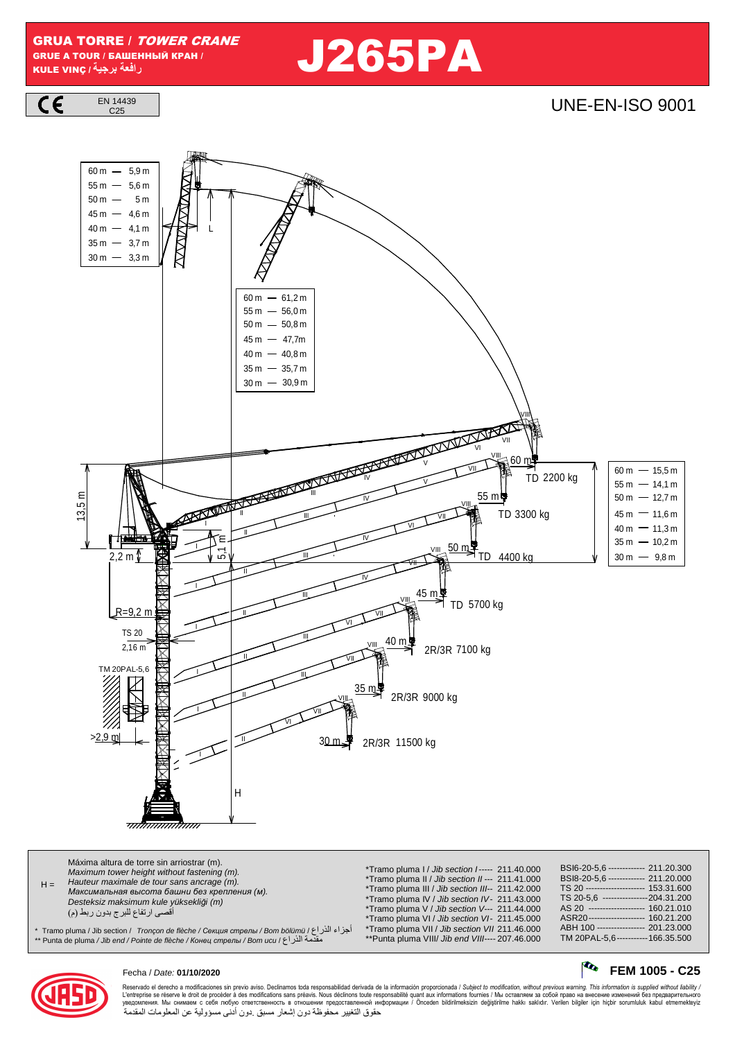# GRUA TORRE / *TOWER CRANE*

GRUE A TOUR / БАШЕННЫЙ КРАН / KULE VINÇ / رافعة برجية

# J265PA

CE EN 14439 C25

UNE-EN-ISO 9001

| L | |
|---|---|
| 60 m | 5,9 m |
| 55 m | 5,6 m |
| 50 m | 5 m |
| 45 m | 4,6 m |
| 40 m | 4,1 m |
| 35 m | 3,7 m |
| 30 m | 3,3 m |

| | |
|---|---|
| 60 m | 61,2 m |
| 55 m | 56,0 m |
| 50 m | 50,8 m |
| 45 m | 47,7m |
| 40 m | 40,8 m |
| 35 m | 35,7 m |
| 30 m | 30,9 m |

| | |
|---|---|
| 60 m | 15,5 m |
| 55 m | 14,1 m |
| 50 m | 12,7 m |
| 45 m | 11,6 m |
| 40 m | 11,3 m |
| 35 m | 10,2 m |
| 30 m | 9,8 m |

| Jib | Tip load |
|---|---|
| 60 m | TD 2200 kg |
| 55 m | TD 3300 kg |
| 50 m | TD 4400 kg |
| 45 m | TD 5700 kg |
| 40 m | 2R/3R 7100 kg |
| 35 m | 2R/3R 9000 kg |
| 30 m | 2R/3R 11500 kg |

13,5 m — 5,1 m — 2,2 m — R=9,2 m — TS 20 2,16 m — TM 20PAL-5,6 — >2,9 m — H

H = Máxima altura de torre sin arriostrar (m).
*Maximum tower height without fastening (m).*
*Hauteur maximale de tour sans ancrage (m).*
*Максимальная высота башни без крепления (м).*
*Desteksiz maksimum kule yüksekliği (m)*
أقصى ارتفاع للبرج بدون ربط (م)

\* Tramo pluma / Jib section / *Tronçon de flèche / Секция стрелы / Bom bölümü* / أجزاء الذراع
\*\* Punta de pluma / *Jib end / Pointe de flèche / Конец стрелы / Bom ucu* / مقدمة الذراع

| | |
|---|---|
| *Tramo pluma I / *Jib section I* | 211.40.000 |
| *Tramo pluma II / *Jib section II* | 211.41.000 |
| *Tramo pluma III / *Jib section III* | 211.42.000 |
| *Tramo pluma IV / *Jib section IV* | 211.43.000 |
| *Tramo pluma V / *Jib section V* | 211.44.000 |
| *Tramo pluma VI / *Jib section VI* | 211.45.000 |
| *Tramo pluma VII / *Jib section VII* | 211.46.000 |
| **Punta pluma VIII/ *Jib end VIII* | 207.46.000 |

| | |
|---|---|
| BSI6-20-5,6 | 211.20.300 |
| BSI8-20-5,6 | 211.20.000 |
| TS 20 | 153.31.600 |
| TS 20-5,6 | 204.31.200 |
| AS 20 | 160.21.010 |
| ASR20 | 160.21.200 |
| ABH 100 | 201.23.000 |
| TM 20PAL-5,6 | 166.35.500 |

Fecha / *Date:* **01/10/2020**

**FEM 1005 - C25**

Reservado el derecho a modificaciones sin previo aviso. Declinamos toda responsabilidad derivada de la información proporcionada / *Subject to modification, without previous warning. This information is supplied without liability /* L'entreprise se réserve le droit de procéder à des modifications sans préavis. Nous déclinons toute responsabilité quant aux informations fournies / Мы оставляем за собой право на внесение изменений без предварительного уведомления. Мы снимаем с себя любую ответственность в отношении предоставленной информации / Önceden bildirilmeksizin değiştirilme hakkı saklıdır. Verilen bilgiler için hiçbir sorumluluk kabul etmemekteyiz
حقوق التغيير محفوظة دون إشعار مسبق .دون أدنى مسؤولية عن المعلومات المقدمة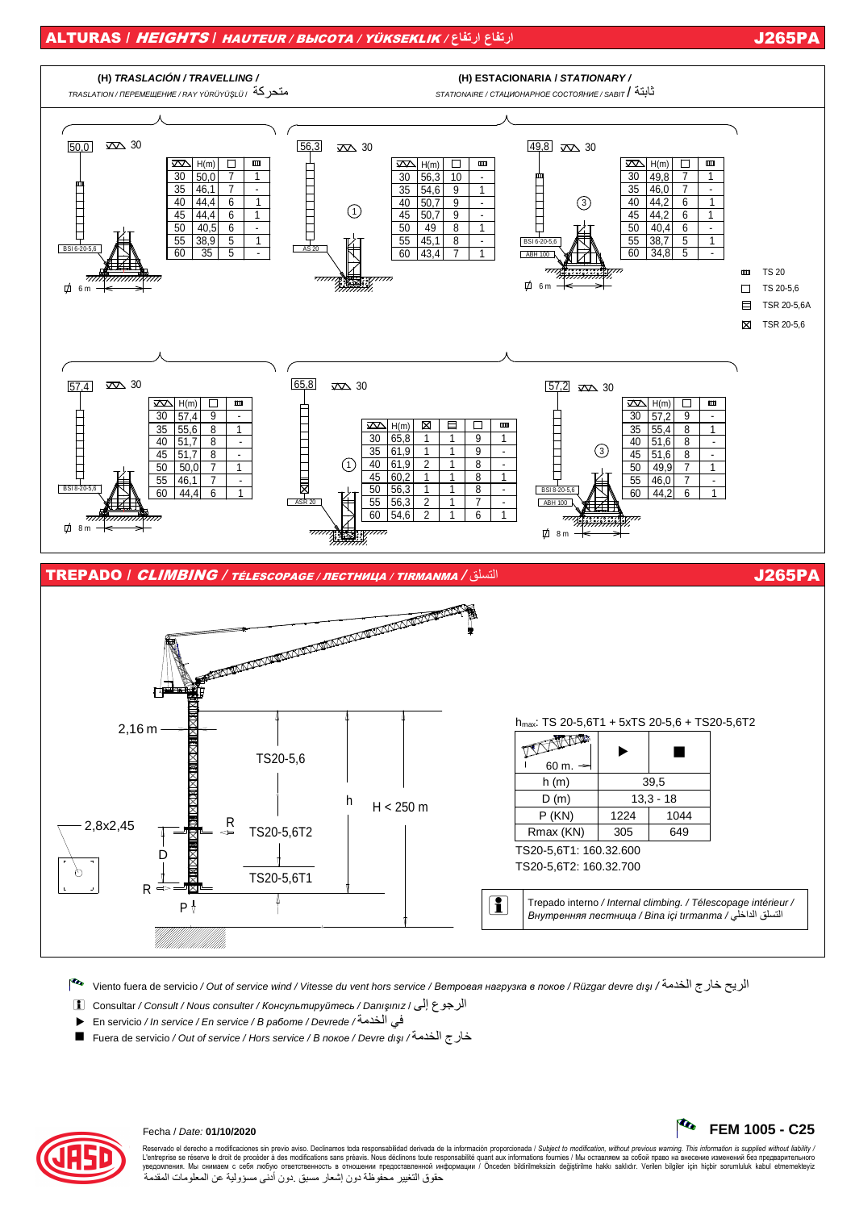## ALTURAS / *HEIGHTS* / *HAUTEUR / ВЫСОТА / YÜKSEKLIK* / ارتفاع ارتفاع — J265PA

### (H) TRASLACIÓN / *TRAVELLING* / *TRASLATION / ПЕРЕМЕЩЕНИЕ / RAY YÜRÜYÜŞLÜ* / متحركة

**50,0** — 30 — BSI 6-20-5,6 — Ø 6 m

| | H(m) | □ | ▥ |
|---|---|---|---|
| 30 | 50,0 | 7 | 1 |
| 35 | 46,1 | 7 | - |
| 40 | 44,4 | 6 | 1 |
| 45 | 44,4 | 6 | 1 |
| 50 | 40,5 | 6 | - |
| 55 | 38,9 | 5 | 1 |
| 60 | 35 | 5 | - |

**57,4** — 30 — BSI 8-20-5,6 — Ø 8 m

| | H(m) | □ | ▥ |
|---|---|---|---|
| 30 | 57,4 | 9 | - |
| 35 | 55,6 | 8 | 1 |
| 40 | 51,7 | 8 | - |
| 45 | 51,7 | 8 | - |
| 50 | 50,0 | 7 | 1 |
| 55 | 46,1 | 7 | - |
| 60 | 44,4 | 6 | 1 |

### (H) ESTACIONARIA / *STATIONARY* / *STATIONNAIRE / СТАЦИОНАРНОЕ СОСТОЯНИЕ / SABIT* / ثابتة

**56,3** — 30 — AS 20 — (1)

| | H(m) | □ | ▥ |
|---|---|---|---|
| 30 | 56,3 | 10 | - |
| 35 | 54,6 | 9 | 1 |
| 40 | 50,7 | 9 | - |
| 45 | 50,7 | 9 | - |
| 50 | 49 | 8 | 1 |
| 55 | 45,1 | 8 | - |
| 60 | 43,4 | 7 | 1 |

**49,8** — 30 — BSI 6-20-5,6 — ABH 100 — Ø 6 m — (3)

| | H(m) | □ | ▥ |
|---|---|---|---|
| 30 | 49,8 | 7 | 1 |
| 35 | 46,0 | 7 | - |
| 40 | 44,2 | 6 | 1 |
| 45 | 44,2 | 6 | 1 |
| 50 | 40,4 | 6 | - |
| 55 | 38,7 | 5 | 1 |
| 60 | 34,8 | 5 | - |

**65,8** — 30 — ASR 20 — (1)

| | H(m) | ⊠ | ⊟ | □ | ▥ |
|---|---|---|---|---|---|
| 30 | 65,8 | 1 | 1 | 9 | 1 |
| 35 | 61,9 | 1 | 1 | 9 | - |
| 40 | 61,9 | 2 | 1 | 8 | - |
| 45 | 60,2 | 1 | 1 | 8 | 1 |
| 50 | 56,3 | 1 | 1 | 8 | - |
| 55 | 56,3 | 2 | 1 | 7 | - |
| 60 | 54,6 | 2 | 1 | 6 | 1 |

**57,2** — 30 — BSI 8-20-5,6 — ABH 100 — Ø 8 m — (3)

| | H(m) | □ | ▥ |
|---|---|---|---|
| 30 | 57,2 | 9 | - |
| 35 | 55,4 | 8 | 1 |
| 40 | 51,6 | 8 | - |
| 45 | 51,6 | 8 | - |
| 50 | 49,9 | 7 | 1 |
| 55 | 46,0 | 7 | - |
| 60 | 44,2 | 6 | 1 |

- ▥ TS 20
- □ TS 20-5,6
- ⊟ TSR 20-5,6A
- ⊠ TSR 20-5,6

## TREPADO / *CLIMBING* / *TÉLESCOPAGE / ЛЕСТНИЦА / TIRMANMA* / التسلق — J265PA

2,16 m — TS20-5,6 — h — H < 250 m — 2,8x2,45 — R — TS20-5,6T2 — D — TS20-5,6T1 — R — P

$h_{max}$: TS 20-5,6T1 + 5xTS 20-5,6 + TS20-5,6T2

| 60 m. | ▶ | ■ |
|---|---|---|
| h (m) | 39,5 | |
| D (m) | 13,3 - 18 | |
| P (KN) | 1224 | 1044 |
| Rmax (KN) | 305 | 649 |

TS20-5,6T1: 160.32.600

TS20-5,6T2: 160.32.700

Trepado interno / *Internal climbing. / Télescopage intérieur / Внутренняя лестница / Bina içi tırmanma* / التسلق الداخلي

---

- Viento fuera de servicio / *Out of service wind / Vitesse du vent hors service / Ветровая нагрузка в покое / Rüzgar devre dışı* / الريح خارج الخدمة
- Consultar / *Consult / Nous consulter / Консультируйтесь / Danışınız* / الرجوع إلى
- ▶ En servicio / *In service / En service / В работе / Devrede* / في الخدمة
- ■ Fuera de servicio / *Out of service / Hors service / В покое / Devre dışı* / خارج الخدمة

Fecha / *Date:* **01/10/2020**

**FEM 1005 - C25**

Reservado el derecho a modificaciones sin previo aviso. Declinamos toda responsabilidad derivada de la información proporcionada / *Subject to modification, without previous warning. This information is supplied without liability* / L'entreprise se réserve le droit de procéder à des modifications sans préavis. Nous déclinons toute responsabilité quant aux informations fournies / Мы оставляем за собой право на внесение изменений без предварительного уведомления. Мы снимаем с себя любую ответственность в отношении предоставленной информации / Önceden bildirilmeksizin değiştirilme hakkı saklıdır. Verilen bilgiler için hiçbir sorumluluk kabul etmemekteyiz
حقوق التغيير محفوظة دون إشعار مسبق .دون أدنى مسؤولية عن المعلومات المقدمة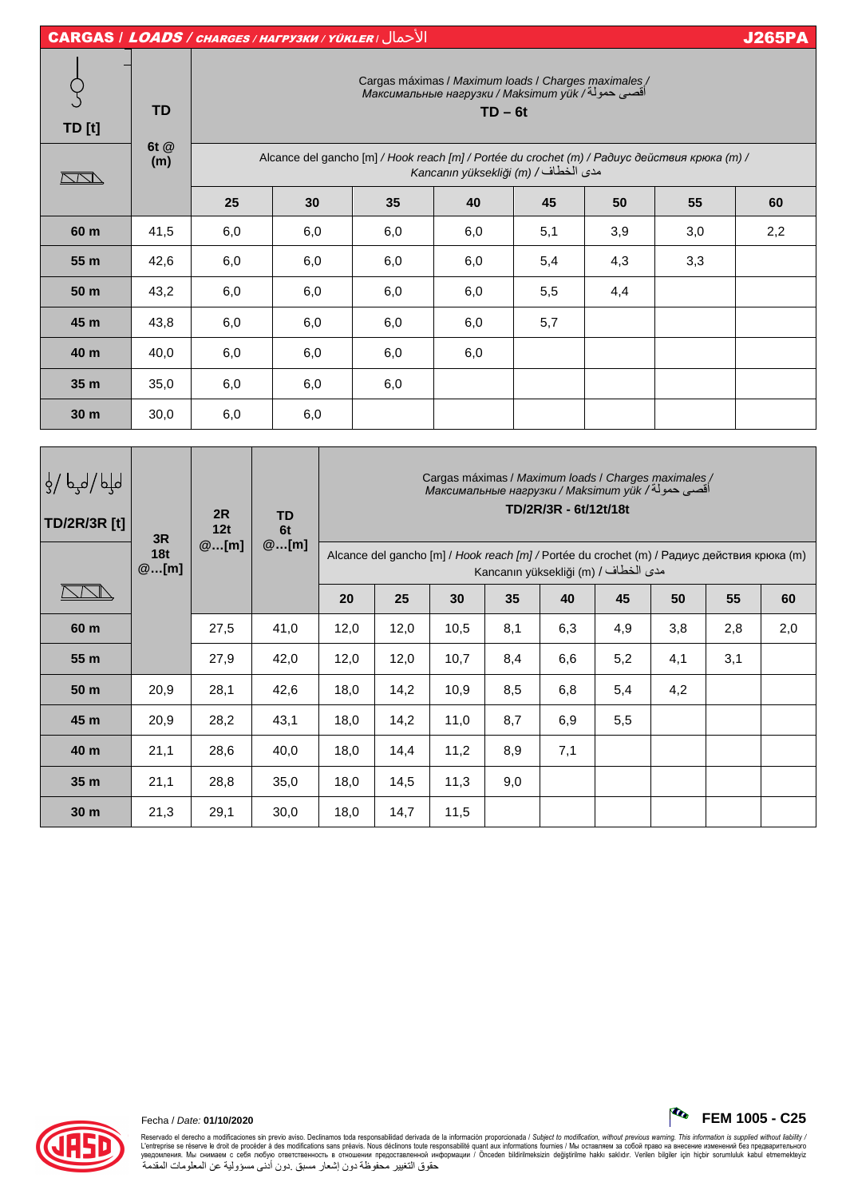## CARGAS / *LOADS* / *CHARGES* / *НАГРУЗКИ* / *YÜKLER* / الأحمال — J265PA

| TD [t] | TD 6t @ (m) | Cargas máximas / *Maximum loads* / *Charges maximales* / *Максимальные нагрузки* / *Maksimum yük* / أقصى حمولة — TD – 6t | | | | | | | |
|---|---|---|---|---|---|---|---|---|---|
| | | Alcance del gancho [m] / *Hook reach [m]* / *Portée du crochet (m)* / *Радиус действия крюка (m)* / *Kancanın yüksekliği (m)* / مدى الخطاف | | | | | | | |
| | | **25** | **30** | **35** | **40** | **45** | **50** | **55** | **60** |
| **60 m** | 41,5 | 6,0 | 6,0 | 6,0 | 6,0 | 5,1 | 3,9 | 3,0 | 2,2 |
| **55 m** | 42,6 | 6,0 | 6,0 | 6,0 | 6,0 | 5,4 | 4,3 | 3,3 | |
| **50 m** | 43,2 | 6,0 | 6,0 | 6,0 | 6,0 | 5,5 | 4,4 | | |
| **45 m** | 43,8 | 6,0 | 6,0 | 6,0 | 6,0 | 5,7 | | | |
| **40 m** | 40,0 | 6,0 | 6,0 | 6,0 | 6,0 | | | | |
| **35 m** | 35,0 | 6,0 | 6,0 | 6,0 | | | | | |
| **30 m** | 30,0 | 6,0 | 6,0 | | | | | | |

| TD/2R/3R [t] | 3R 18t @…[m] | 2R 12t @…[m] | TD 6t @…[m] | Cargas máximas / *Maximum loads* / *Charges maximales* / *Максимальные нагрузки* / *Maksimum yük* / أقصى حمولة — TD/2R/3R - 6t/12t/18t | | | | | | | | |
|---|---|---|---|---|---|---|---|---|---|---|---|---|
| | | | | Alcance del gancho [m] / *Hook reach [m]* / Portée du crochet (m) / Радиус действия крюка (m) / Kancanın yüksekliği (m) / مدى الخطاف | | | | | | | | |
| | | | | **20** | **25** | **30** | **35** | **40** | **45** | **50** | **55** | **60** |
| **60 m** | | 27,5 | 41,0 | 12,0 | 12,0 | 10,5 | 8,1 | 6,3 | 4,9 | 3,8 | 2,8 | 2,0 |
| **55 m** | | 27,9 | 42,0 | 12,0 | 12,0 | 10,7 | 8,4 | 6,6 | 5,2 | 4,1 | 3,1 | |
| **50 m** | 20,9 | 28,1 | 42,6 | 18,0 | 14,2 | 10,9 | 8,5 | 6,8 | 5,4 | 4,2 | | |
| **45 m** | 20,9 | 28,2 | 43,1 | 18,0 | 14,2 | 11,0 | 8,7 | 6,9 | 5,5 | | | |
| **40 m** | 21,1 | 28,6 | 40,0 | 18,0 | 14,4 | 11,2 | 8,9 | 7,1 | | | | |
| **35 m** | 21,1 | 28,8 | 35,0 | 18,0 | 14,5 | 11,3 | 9,0 | | | | | |
| **30 m** | 21,3 | 29,1 | 30,0 | 18,0 | 14,7 | 11,5 | | | | | | |

Fecha / *Date:* **01/10/2020**

**FEM 1005 - C25**

Reservado el derecho a modificaciones sin previo aviso. Declinamos toda responsabilidad derivada de la información proporcionada / *Subject to modification, without previous warning. This information is supplied without liability* / L'entreprise se réserve le droit de procéder à des modifications sans préavis. Nous déclinons toute responsabilité quant aux informations fournies / Мы оставляем за собой право на внесение изменений без предварительного уведомления. Мы снимаем с себя любую ответственность в отношении предоставленной информации / Önceden bildirilmeksizin değiştirilme hakkı saklıdır. Verilen bilgiler için hiçbir sorumluluk kabul etmemekteyiz
حقوق التغيير محفوظة دون إشعار مسبق .دون أدنى مسؤولية عن المعلومات المقدمة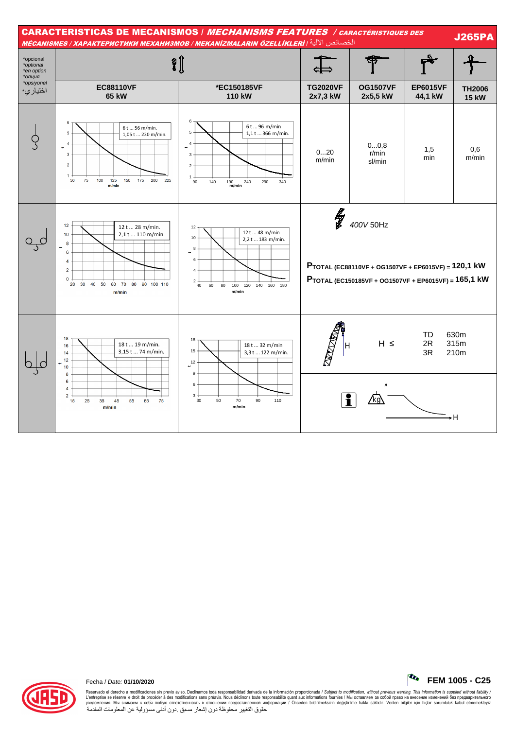# CARACTERISTICAS DE MECANISMOS / *MECHANISMS FEATURES* / CARACTÉRISTIQUES DES MÉCANISMES / ХАРАКТЕРИСТИКИ МЕХАНИЗМОВ / MEKANİZMALARIN ÖZELLİKLERİ / الخصائص الآلية

**J265PA**

| *opcional *optional *en option *опция *opsiyonel *اختياري | **EC88110VF 65 kW** | ***EC150185VF 110 kW** | **TG2020VF 2x7,3 kW** | **OG1507VF 2x5,5 kW** | **EP6015VF 44,1 kW** | **TH2006 15 kW** |
|---|---|---|---|---|---|---|
| | 6 t ... 56 m/min. 1,05 t ... 220 m/min. | 6 t ... 96 m/min 1,1 t ... 366 m/min. | 0...20 m/min | 0...0,8 r/min sl/min | 1,5 min | 0,6 m/min |
| | 12 t ... 28 m/min. 2,1 t ... 110 m/min. | 12 t ... 48 m/min 2,2 t ... 183 m/min. | 400V 50Hz | | | |
| | 18 t ... 19 m/min. 3,15 t ... 74 m/min. | 18 t ... 32 m/min 3,3 t ... 122 m/min. | H ≤ TD 630m, 2R 315m, 3R 210m | | | |

$P_{TOTAL}$ (EC88110VF + OG1507VF + EP6015VF) = **120,1 kW**

$P_{TOTAL}$ (EC150185VF + OG1507VF + EP6015VF) = **165,1 kW**

Fecha / *Date:* **01/10/2020**

**FEM 1005 - C25**

Reservado el derecho a modificaciones sin previo aviso. Declinamos toda responsabilidad derivada de la información proporcionada / *Subject to modification, without previous warning. This information is supplied without liability /* L'entreprise se réserve le droit de procéder à des modifications sans préavis. Nous déclinons toute responsabilité quant aux informations fournies / Мы оставляем за собой право на внесение изменений без предварительного уведомления. Мы снимаем с себя любую ответственность в отношении предоставленной информации / Önceden bildirilmeksizin değiştirilme hakkı saklıdır. Verilen bilgiler için hiçbir sorumluluk kabul etmemekteyiz

حقوق التغيير محفوظة دون إشعار مسبق .دون أدنى مسؤولية عن المعلومات المقدمة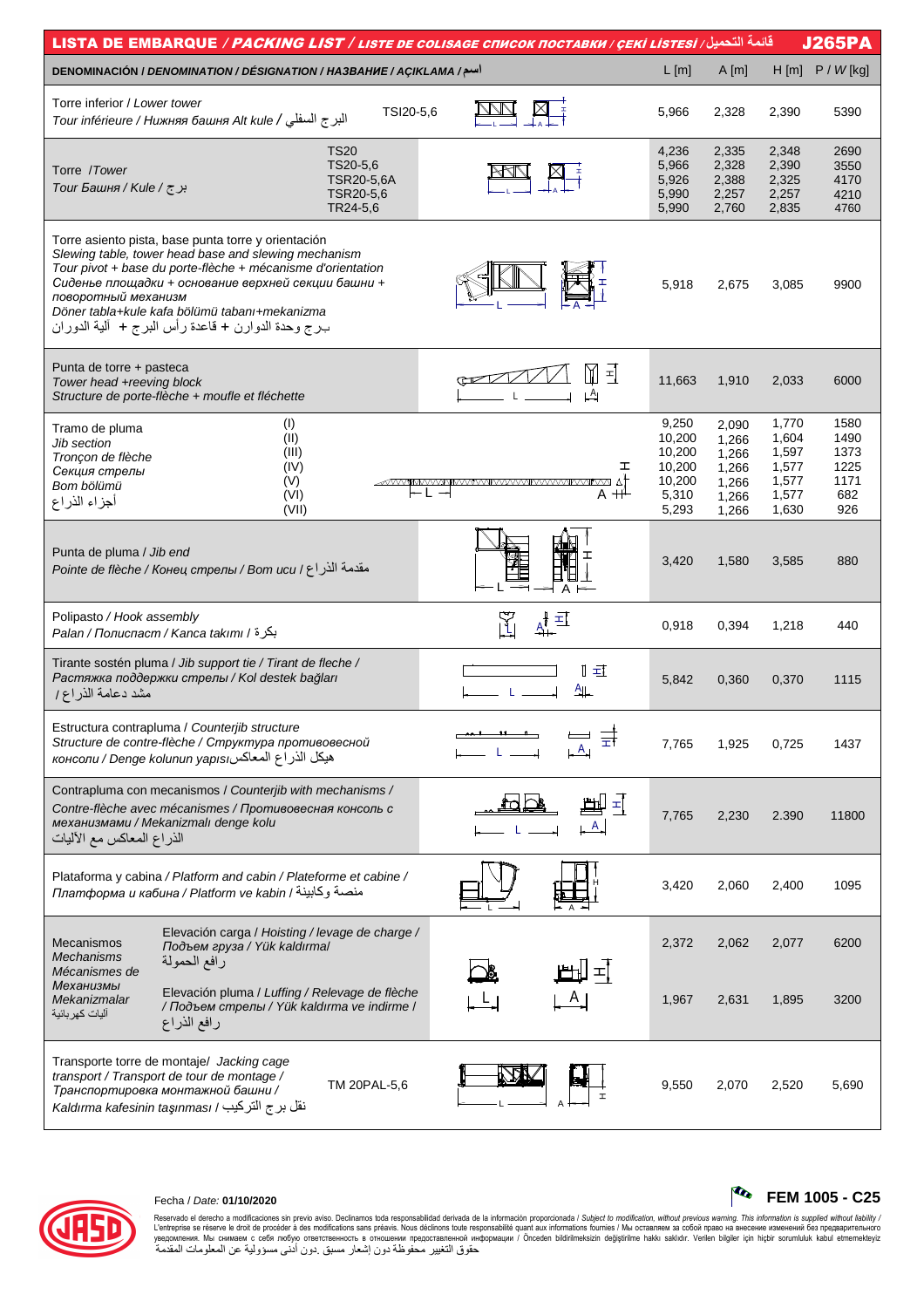# LISTA DE EMBARQUE / *PACKING LIST* / *LISTE DE COLISAGE СПИСОК ПОСТАВКИ / ÇEKİ LİSTESİ* / قائمة التحميل — J265PA

| DENOMINACIÓN / *DENOMINATION / DÉSIGNATION / НАЗВАНИЕ / AÇIKLAMA /* اسم | | L [m] | A [m] | H [m] | P / *W* [kg] |
|---|---|---|---|---|---|
| Torre inferior / *Lower tower* *Tour inférieure / Нижняя башня Alt kule /* البرج السفلي | TSI20-5,6 | 5,966 | 2,328 | 2,390 | 5390 |
| Torre /*Tower* *Tour Башня / Kule /* برج | TS20 | 4,236 | 2,335 | 2,348 | 2690 |
| | TS20-5,6 | 5,966 | 2,328 | 2,390 | 3550 |
| | TSR20-5,6A | 5,926 | 2,388 | 2,325 | 4170 |
| | TSR20-5,6 | 5,990 | 2,257 | 2,257 | 4210 |
| | TR24-5,6 | 5,990 | 2,760 | 2,835 | 4760 |
| Torre asiento pista, base punta torre y orientación *Slewing table, tower head base and slewing mechanism* *Tour pivot + base du porte-flèche + mécanisme d'orientation* *Сиденье площадки + основание верхней секции башни + поворотный механизм* *Döner tabla+kule kafa bölümü tabanı+mekanizma* بـرج وحدة الدوارن + قاعدة رأس البرج + آلية الدوران | | 5,918 | 2,675 | 3,085 | 9900 |
| Punta de torre + pasteca *Tower head +reeving block* *Structure de porte-flèche + moufle et fléchette* | | 11,663 | 1,910 | 2,033 | 6000 |
| Tramo de pluma *Jib section* *Tronçon de flèche* *Секция стрелы* *Bom bölümü* أجزاء الذراع | (I) | 9,250 | 2,090 | 1,770 | 1580 |
| | (II) | 10,200 | 1,266 | 1,604 | 1490 |
| | (III) | 10,200 | 1,266 | 1,597 | 1373 |
| | (IV) | 10,200 | 1,266 | 1,577 | 1225 |
| | (V) | 10,200 | 1,266 | 1,577 | 1171 |
| | (VI) | 5,310 | 1,266 | 1,577 | 682 |
| | (VII) | 5,293 | 1,266 | 1,630 | 926 |
| Punta de pluma / *Jib end* *Pointe de flèche / Конец стрелы / Bom ucu /* مقدمة الذراع | | 3,420 | 1,580 | 3,585 | 880 |
| Polipasto / *Hook assembly* *Palan / Полиспаст / Kanca takımı /* بكرة | | 0,918 | 0,394 | 1,218 | 440 |
| Tirante sostén pluma / *Jib support tie / Tirant de fleche /* *Растяжка поддержки стрелы / Kol destek bağları* مشد دعامة الذراع / | | 5,842 | 0,360 | 0,370 | 1115 |
| Estructura contrapluma / *Counterjib structure* *Structure de contre-flèche / Структура противовесной консоли / Denge kolunun yapısı* هيكل الذراع المعاكس | | 7,765 | 1,925 | 0,725 | 1437 |
| Contrapluma con mecanismos / *Counterjib with mechanisms /* *Contre-flèche avec mécanismes / Противовесная консоль с механизмами / Mekanizmalı denge kolu* الذراع المعاكس مع الآليات | | 7,765 | 2,230 | 2.390 | 11800 |
| Plataforma y cabina / *Platform and cabin / Plateforme et cabine /* *Платформа и кабина / Platform ve kabin /* منصة وكابينة | | 3,420 | 2,060 | 2,400 | 1095 |
| Mecanismos *Mechanisms* *Mécanismes de* *Механизмы* *Mekanizmalar* آليات كهربائية | Elevación carga / *Hoisting / levage de charge / Подъем груза / Yük kaldırmal* رافع الحمولة | 2,372 | 2,062 | 2,077 | 6200 |
| | Elevación pluma / *Luffing / Relevage de flèche / Подъем стрелы / Yük kaldırma ve indirme /* رافع الذراع | 1,967 | 2,631 | 1,895 | 3200 |
| Transporte torre de montaje/ *Jacking cage* *transport / Transport de tour de montage / Транспортировка монтажной башни / Kaldırma kafesinin taşınması /* نقل برج التركيب | TM 20PAL-5,6 | 9,550 | 2,070 | 2,520 | 5,690 |

Fecha / *Date:* **01/10/2020**

**FEM 1005 - C25**

Reservado el derecho a modificaciones sin previo aviso. Declinamos toda responsabilidad derivada de la información proporcionada / *Subject to modification, without previous warning. This information is supplied without liability* / L'entreprise se réserve le droit de procéder à des modifications sans préavis. Nous déclinons toute responsabilité quant aux informations fournies / Мы оставляем за собой право на внесение изменений без предварительного уведомления. Мы снимаем с себя любую ответственность в отношении предоставленной информации / Önceden bildirilmeksizin değiştirilme hakkı saklıdır. Verilen bilgiler için hiçbir sorumluluk kabul etmemekteyiz
حقوق التغيير محفوظة دون إشعار مسبق .دون أدنى مسؤولية عن المعلومات المقدمة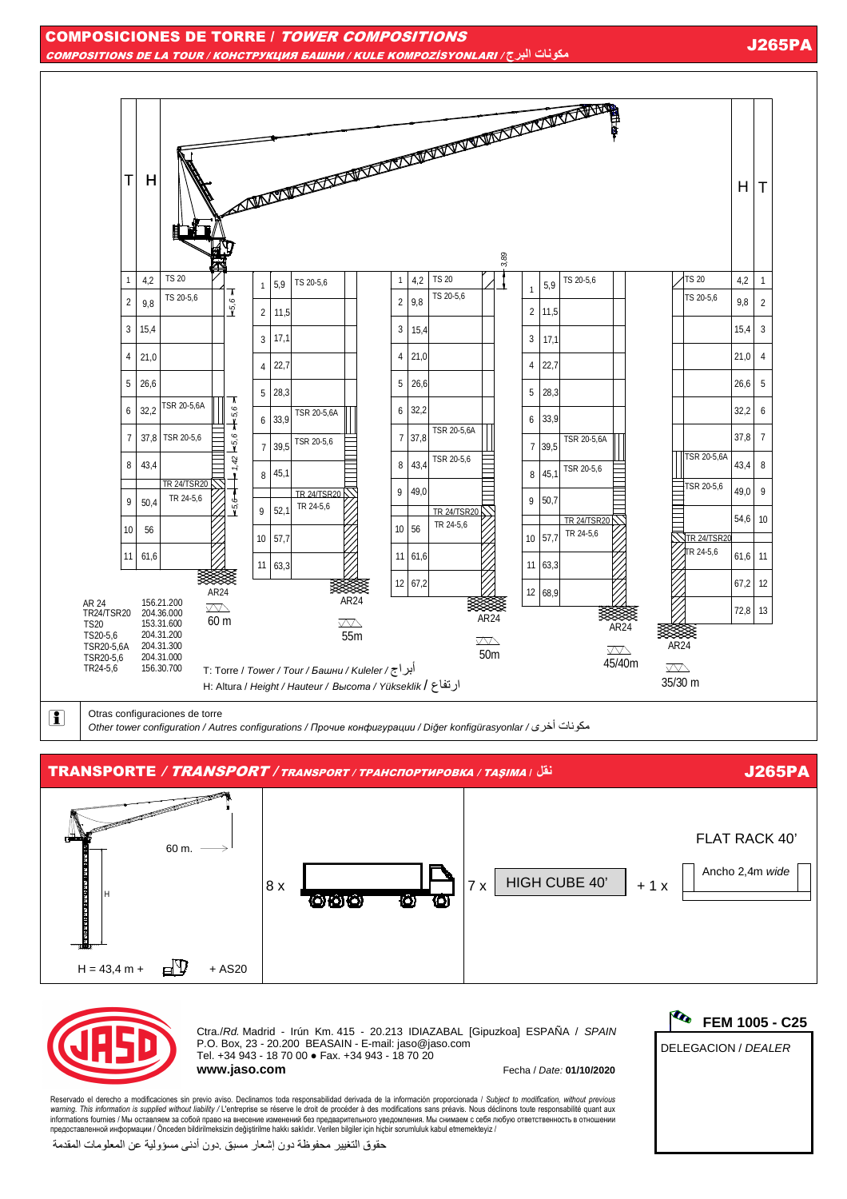## COMPOSICIONES DE TORRE / *TOWER COMPOSITIONS*

*COMPOSITIONS DE LA TOUR / КОНСТРУКЦИЯ БАШНИ / KULE KOMPOZİSYONLARI /* مكونات البرج

**J265PA**

T H

H T

3,89

5,6

5,6

5,6

1,42

5,6

TS 20

TS 20-5,6

TSR 20-5,6A

TSR 20-5,6

TR 24/TSR20

TR 24-5,6

AR24

60 m

55m

50m

45/40m

35/30 m

1 4,2 · 2 9,8 · 3 15,4 · 4 21,0 · 5 26,6 · 6 32,2 · 7 37,8 · 8 43,4 · 9 50,4 · 10 56 · 11 61,6

1 5,9 · 2 11,5 · 3 17,1 · 4 22,7 · 5 28,3 · 6 33,9 · 7 39,5 · 8 45,1 · 9 52,1 · 10 57,7 · 11 63,3

1 4,2 · 2 9,8 · 3 15,4 · 4 21,0 · 5 26,6 · 6 32,2 · 7 37,8 · 8 43,4 · 9 49,0 · 10 56 · 11 61,6 · 12 67,2

1 5,9 · 2 11,5 · 3 17,1 · 4 22,7 · 5 28,3 · 6 33,9 · 7 39,5 · 8 45,1 · 9 50,7 · 10 57,7 · 11 63,3 · 12 68,9

4,2 1 · 9,8 2 · 15,4 3 · 21,0 4 · 26,6 5 · 32,2 6 · 37,8 7 · 43,4 8 · 49,0 9 · 54,6 10 · 61,6 11 · 67,2 12 · 72,8 13

| | |
|---|---|
| AR 24 | 156.21.200 |
| TR24/TSR20 | 204.36.000 |
| TS20 | 153.31.600 |
| TS20-5,6 | 204.31.200 |
| TSR20-5,6A | 204.31.300 |
| TSR20-5,6 | 204.31.000 |
| TR24-5,6 | 156.30.700 |

T: Torre / *Tower / Tour / Башни / Kuleler /* أبراج

H: Altura / *Height / Hauteur / Высота / Yükseklik /* ارتفاع

Otras configuraciones de torre

*Other tower configuration / Autres configurations / Прочие конфигурации / Diğer konfigürasyonlar /* مكونات أخرى

## TRANSPORTE / *TRANSPORT / TRANSPORT / ТРАНСПОРТИРОВКА / TAŞIMA /* نقل

**J265PA**

60 m.

H

H = 43,4 m + + AS20

8 x

7 x HIGH CUBE 40'

+ 1 x

FLAT RACK 40'

Ancho 2,4m *wide*

Ctra./*Rd.* Madrid - Irún Km. 415 - 20.213 IDIAZABAL [Gipuzkoa] ESPAÑA / *SPAIN*
P.O. Box, 23 - 20.200 BEASAIN - E-mail: jaso@jaso.com
Tel. +34 943 - 18 70 00 • Fax. +34 943 - 18 70 20
**www.jaso.com**

Fecha / *Date:* **01/10/2020**

**FEM 1005 - C25**

DELEGACION / *DEALER*

Reservado el derecho a modificaciones sin previo aviso. Declinamos toda responsabilidad derivada de la información proporcionada / *Subject to modification, without previous warning. This information is supplied without liability /* L'entreprise se réserve le droit de procéder à des modifications sans préavis. Nous déclinons toute responsabilité quant aux informations fournies / Мы оставляем за собой право на внесение изменений без предварительного уведомления. Мы снимаем с себя любую ответственность в отношении предоставленной информации / Önceden bildirilmeksizin değiştirilme hakkı saklıdır. Verilen bilgiler için hiçbir sorumluluk kabul etmemekteyiz /

حقوق التغيير محفوظة دون إشعار مسبق .دون أدنى مسؤولية عن المعلومات المقدمة